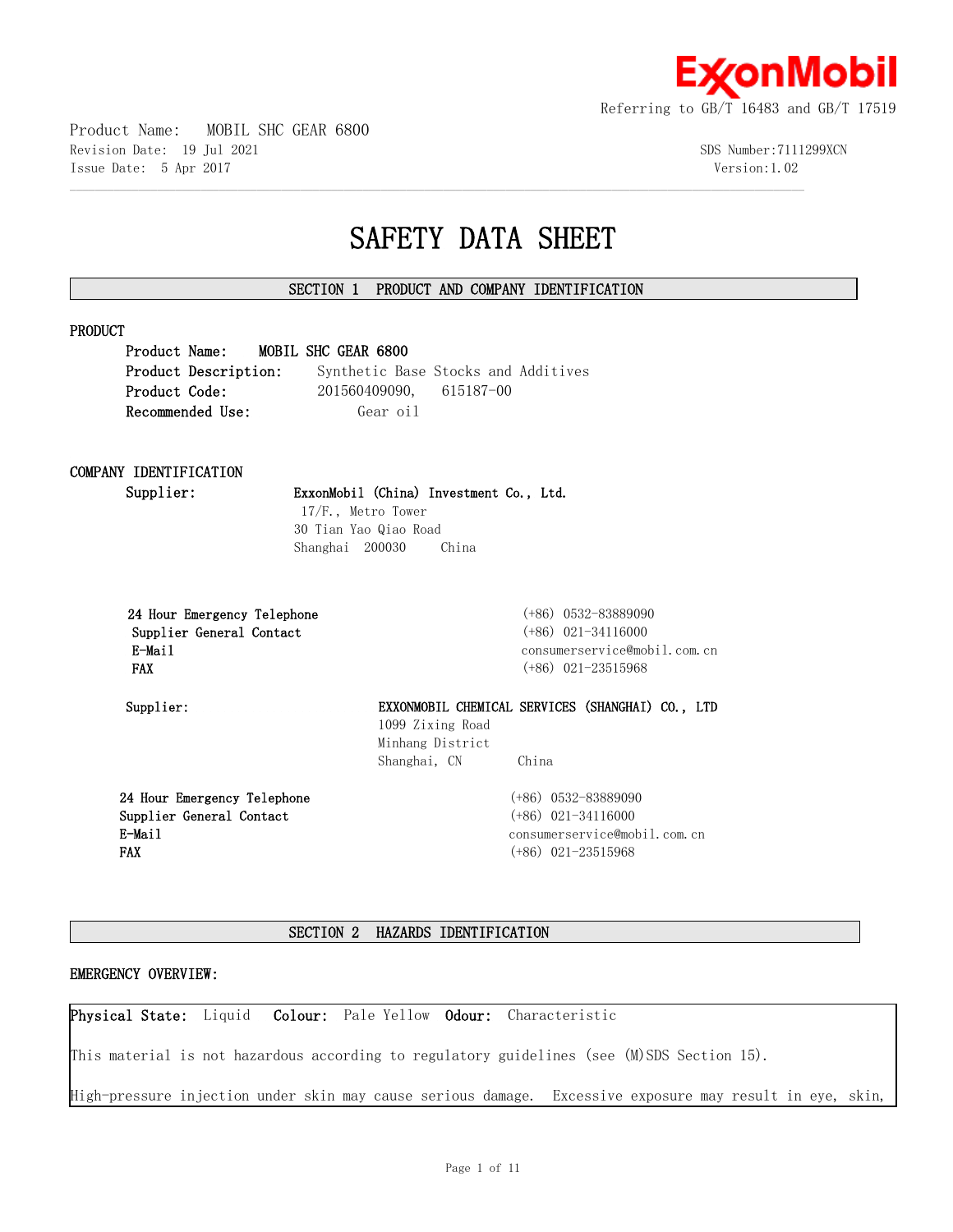ExxonMobil

Referring to GB/T 16483 and GB/T 17519

Product Name: MOBIL SHC GEAR 6800
Revision Date: 19 Jul 2021
Issue Date: 5 Apr 2017

SDS Number:7111299XCN
Version:1.02

# SAFETY DATA SHEET

## SECTION 1 PRODUCT AND COMPANY IDENTIFICATION

### PRODUCT

**Product Name:** **MOBIL SHC GEAR 6800**
**Product Description:** Synthetic Base Stocks and Additives
**Product Code:** 201560409090, 615187-00
**Recommended Use:** Gear oil

### COMPANY IDENTIFICATION

**Supplier:** **ExxonMobil (China) Investment Co., Ltd.**
17/F., Metro Tower
30 Tian Yao Qiao Road
Shanghai 200030 China

| | |
|---|---|
| **24 Hour Emergency Telephone** | (+86) 0532-83889090 |
| **Supplier General Contact** | (+86) 021-34116000 |
| **E-Mail** | consumerservice@mobil.com.cn |
| **FAX** | (+86) 021-23515968 |

**Supplier:** **EXXONMOBIL CHEMICAL SERVICES (SHANGHAI) CO., LTD**
1099 Zixing Road
Minhang District
Shanghai, CN China

| | |
|---|---|
| **24 Hour Emergency Telephone** | (+86) 0532-83889090 |
| **Supplier General Contact** | (+86) 021-34116000 |
| **E-Mail** | consumerservice@mobil.com.cn |
| **FAX** | (+86) 021-23515968 |

## SECTION 2 HAZARDS IDENTIFICATION

### EMERGENCY OVERVIEW:

**Physical State:** Liquid **Colour:** Pale Yellow **Odour:** Characteristic

This material is not hazardous according to regulatory guidelines (see (M)SDS Section 15).

High-pressure injection under skin may cause serious damage. Excessive exposure may result in eye, skin,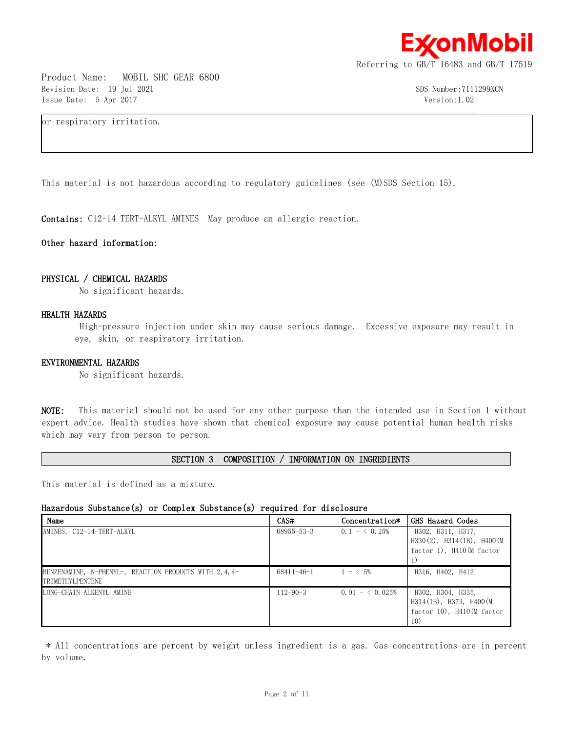or respiratory irritation.

This material is not hazardous according to regulatory guidelines (see (M)SDS Section 15).

**Contains:** C12-14 TERT-ALKYL AMINES  May produce an allergic reaction.

**Other hazard information:**

**PHYSICAL / CHEMICAL HAZARDS**

No significant hazards.

**HEALTH HAZARDS**

High-pressure injection under skin may cause serious damage.  Excessive exposure may result in eye, skin, or respiratory irritation.

**ENVIRONMENTAL HAZARDS**

No significant hazards.

**NOTE:** This material should not be used for any other purpose than the intended use in Section 1 without expert advice. Health studies have shown that chemical exposure may cause potential human health risks which may vary from person to person.

## SECTION 3  COMPOSITION / INFORMATION ON INGREDIENTS

This material is defined as a mixture.

**Hazardous Substance(s) or Complex Substance(s) required for disclosure**

| Name | CAS# | Concentration* | GHS Hazard Codes |
|---|---|---|---|
| AMINES, C12-14-TERT-ALKYL | 68955-53-3 | 0.1 - < 0.25% | H302, H311, H317, H330(2), H314(1B), H400(M factor 1), H410(M factor 1) |
| BENZENAMINE, N-PHENYL-, REACTION PRODUCTS WITH 2,4,4-TRIMETHYLPENTENE | 68411-46-1 | 1 - < 5% | H316, H402, H412 |
| LONG-CHAIN ALKENYL AMINE | 112-90-3 | 0.01 - < 0.025% | H302, H304, H335, H314(1B), H373, H400(M factor 10), H410(M factor 10) |

* All concentrations are percent by weight unless ingredient is a gas. Gas concentrations are in percent by volume.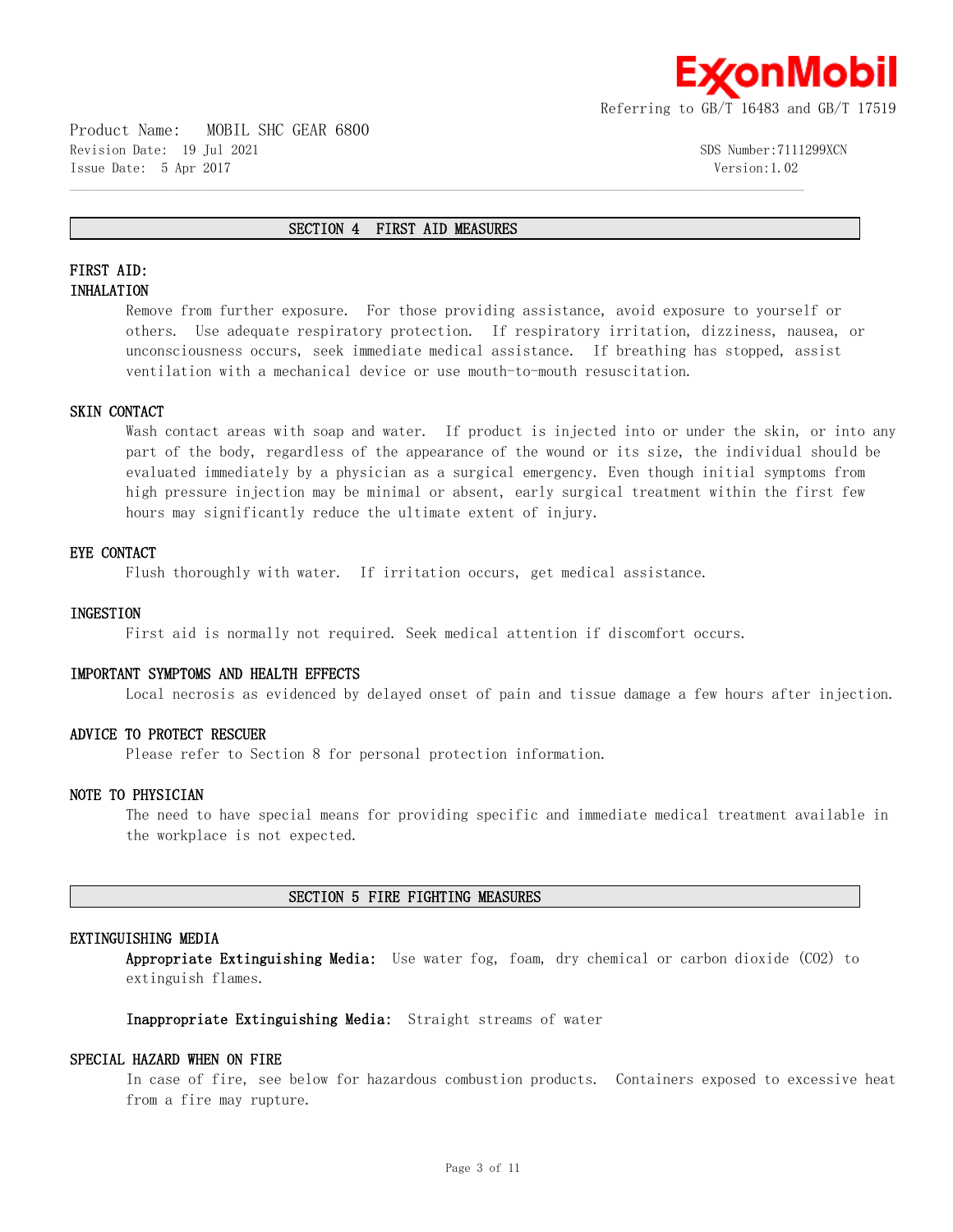## SECTION 4 FIRST AID MEASURES

### FIRST AID:

#### INHALATION

Remove from further exposure. For those providing assistance, avoid exposure to yourself or others. Use adequate respiratory protection. If respiratory irritation, dizziness, nausea, or unconsciousness occurs, seek immediate medical assistance. If breathing has stopped, assist ventilation with a mechanical device or use mouth-to-mouth resuscitation.

#### SKIN CONTACT

Wash contact areas with soap and water. If product is injected into or under the skin, or into any part of the body, regardless of the appearance of the wound or its size, the individual should be evaluated immediately by a physician as a surgical emergency. Even though initial symptoms from high pressure injection may be minimal or absent, early surgical treatment within the first few hours may significantly reduce the ultimate extent of injury.

#### EYE CONTACT

Flush thoroughly with water. If irritation occurs, get medical assistance.

#### INGESTION

First aid is normally not required. Seek medical attention if discomfort occurs.

#### IMPORTANT SYMPTOMS AND HEALTH EFFECTS

Local necrosis as evidenced by delayed onset of pain and tissue damage a few hours after injection.

#### ADVICE TO PROTECT RESCUER

Please refer to Section 8 for personal protection information.

#### NOTE TO PHYSICIAN

The need to have special means for providing specific and immediate medical treatment available in the workplace is not expected.

## SECTION 5 FIRE FIGHTING MEASURES

#### EXTINGUISHING MEDIA

**Appropriate Extinguishing Media:** Use water fog, foam, dry chemical or carbon dioxide ($CO_2$) to extinguish flames.

**Inappropriate Extinguishing Media:** Straight streams of water

#### SPECIAL HAZARD WHEN ON FIRE

In case of fire, see below for hazardous combustion products. Containers exposed to excessive heat from a fire may rupture.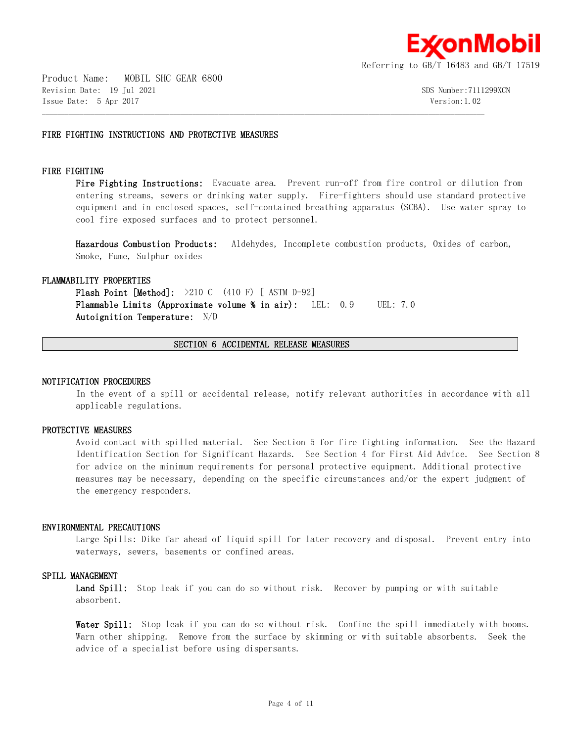FIRE FIGHTING INSTRUCTIONS AND PROTECTIVE MEASURES

### FIRE FIGHTING

**Fire Fighting Instructions:** Evacuate area. Prevent run-off from fire control or dilution from entering streams, sewers or drinking water supply. Fire-fighters should use standard protective equipment and in enclosed spaces, self-contained breathing apparatus (SCBA). Use water spray to cool fire exposed surfaces and to protect personnel.

**Hazardous Combustion Products:** Aldehydes, Incomplete combustion products, Oxides of carbon, Smoke, Fume, Sulphur oxides

### FLAMMABILITY PROPERTIES

**Flash Point [Method]:** >210 C (410 F) [ ASTM D-92]
**Flammable Limits (Approximate volume % in air):** LEL: 0.9 UEL: 7.0
**Autoignition Temperature:** N/D

## SECTION 6 ACCIDENTAL RELEASE MEASURES

### NOTIFICATION PROCEDURES

In the event of a spill or accidental release, notify relevant authorities in accordance with all applicable regulations.

### PROTECTIVE MEASURES

Avoid contact with spilled material. See Section 5 for fire fighting information. See the Hazard Identification Section for Significant Hazards. See Section 4 for First Aid Advice. See Section 8 for advice on the minimum requirements for personal protective equipment. Additional protective measures may be necessary, depending on the specific circumstances and/or the expert judgment of the emergency responders.

### ENVIRONMENTAL PRECAUTIONS

Large Spills: Dike far ahead of liquid spill for later recovery and disposal. Prevent entry into waterways, sewers, basements or confined areas.

### SPILL MANAGEMENT

**Land Spill:** Stop leak if you can do so without risk. Recover by pumping or with suitable absorbent.

**Water Spill:** Stop leak if you can do so without risk. Confine the spill immediately with booms. Warn other shipping. Remove from the surface by skimming or with suitable absorbents. Seek the advice of a specialist before using dispersants.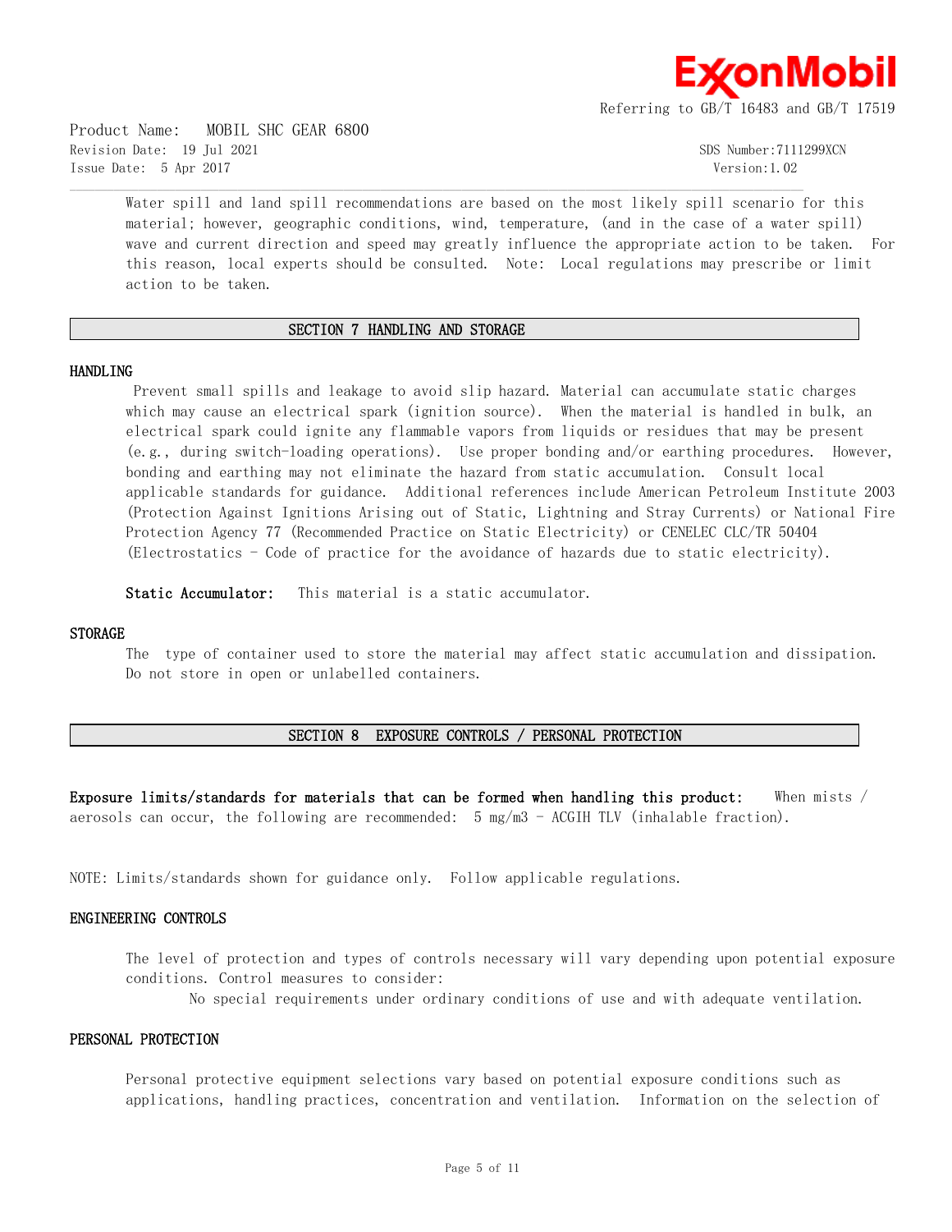Water spill and land spill recommendations are based on the most likely spill scenario for this material; however, geographic conditions, wind, temperature, (and in the case of a water spill) wave and current direction and speed may greatly influence the appropriate action to be taken. For this reason, local experts should be consulted. Note: Local regulations may prescribe or limit action to be taken.

## SECTION 7 HANDLING AND STORAGE

### HANDLING

Prevent small spills and leakage to avoid slip hazard. Material can accumulate static charges which may cause an electrical spark (ignition source). When the material is handled in bulk, an electrical spark could ignite any flammable vapors from liquids or residues that may be present (e.g., during switch-loading operations). Use proper bonding and/or earthing procedures. However, bonding and earthing may not eliminate the hazard from static accumulation. Consult local applicable standards for guidance. Additional references include American Petroleum Institute 2003 (Protection Against Ignitions Arising out of Static, Lightning and Stray Currents) or National Fire Protection Agency 77 (Recommended Practice on Static Electricity) or CENELEC CLC/TR 50404 (Electrostatics - Code of practice for the avoidance of hazards due to static electricity).

**Static Accumulator:** This material is a static accumulator.

### STORAGE

The type of container used to store the material may affect static accumulation and dissipation. Do not store in open or unlabelled containers.

## SECTION 8 EXPOSURE CONTROLS / PERSONAL PROTECTION

**Exposure limits/standards for materials that can be formed when handling this product:** When mists / aerosols can occur, the following are recommended: 5 mg/m3 - ACGIH TLV (inhalable fraction).

NOTE: Limits/standards shown for guidance only. Follow applicable regulations.

### ENGINEERING CONTROLS

The level of protection and types of controls necessary will vary depending upon potential exposure conditions. Control measures to consider:

No special requirements under ordinary conditions of use and with adequate ventilation.

### PERSONAL PROTECTION

Personal protective equipment selections vary based on potential exposure conditions such as applications, handling practices, concentration and ventilation. Information on the selection of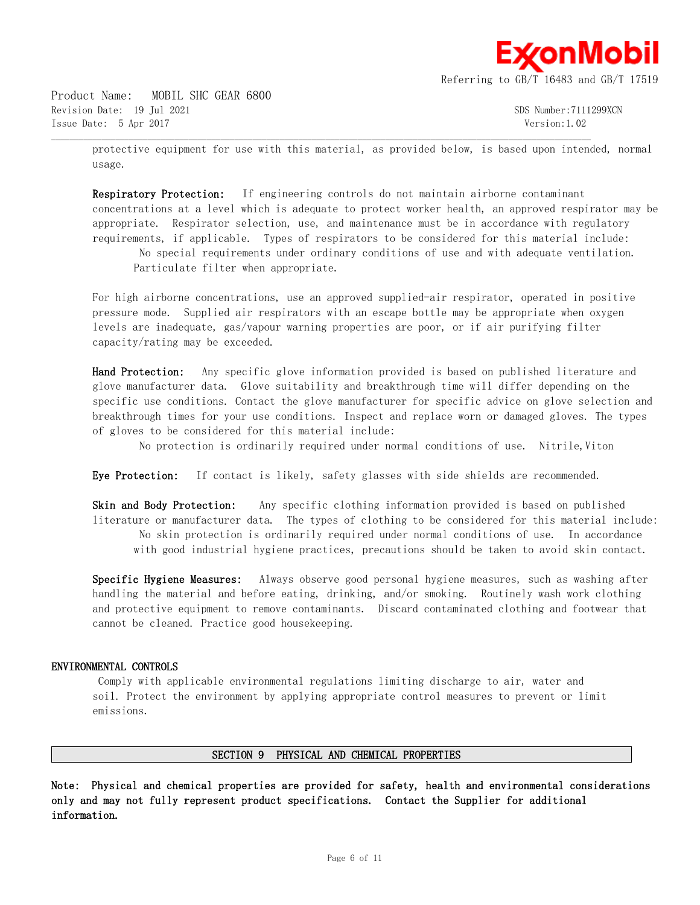protective equipment for use with this material, as provided below, is based upon intended, normal usage.

**Respiratory Protection:** If engineering controls do not maintain airborne contaminant concentrations at a level which is adequate to protect worker health, an approved respirator may be appropriate. Respirator selection, use, and maintenance must be in accordance with regulatory requirements, if applicable. Types of respirators to be considered for this material include:

No special requirements under ordinary conditions of use and with adequate ventilation.
Particulate filter when appropriate.

For high airborne concentrations, use an approved supplied-air respirator, operated in positive pressure mode. Supplied air respirators with an escape bottle may be appropriate when oxygen levels are inadequate, gas/vapour warning properties are poor, or if air purifying filter capacity/rating may be exceeded.

**Hand Protection:** Any specific glove information provided is based on published literature and glove manufacturer data. Glove suitability and breakthrough time will differ depending on the specific use conditions. Contact the glove manufacturer for specific advice on glove selection and breakthrough times for your use conditions. Inspect and replace worn or damaged gloves. The types of gloves to be considered for this material include:

No protection is ordinarily required under normal conditions of use. Nitrile,Viton

**Eye Protection:** If contact is likely, safety glasses with side shields are recommended.

**Skin and Body Protection:** Any specific clothing information provided is based on published literature or manufacturer data. The types of clothing to be considered for this material include:

No skin protection is ordinarily required under normal conditions of use. In accordance with good industrial hygiene practices, precautions should be taken to avoid skin contact.

**Specific Hygiene Measures:** Always observe good personal hygiene measures, such as washing after handling the material and before eating, drinking, and/or smoking. Routinely wash work clothing and protective equipment to remove contaminants. Discard contaminated clothing and footwear that cannot be cleaned. Practice good housekeeping.

## ENVIRONMENTAL CONTROLS

Comply with applicable environmental regulations limiting discharge to air, water and soil. Protect the environment by applying appropriate control measures to prevent or limit emissions.

## SECTION 9 PHYSICAL AND CHEMICAL PROPERTIES

**Note: Physical and chemical properties are provided for safety, health and environmental considerations only and may not fully represent product specifications. Contact the Supplier for additional information.**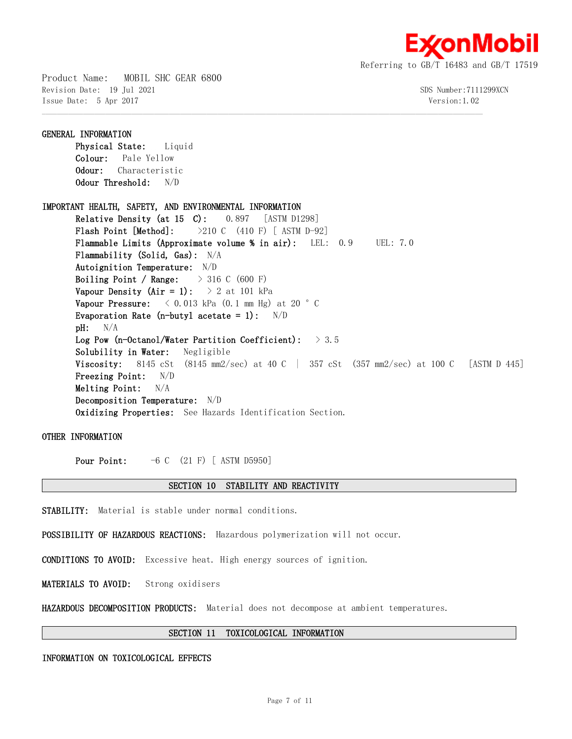**GENERAL INFORMATION**

**Physical State:** Liquid
**Colour:** Pale Yellow
**Odour:** Characteristic
**Odour Threshold:** N/D

**IMPORTANT HEALTH, SAFETY, AND ENVIRONMENTAL INFORMATION**

**Relative Density (at 15 C):** 0.897 [ASTM D1298]
**Flash Point [Method]:** >210 C (410 F) [ ASTM D-92]
**Flammable Limits (Approximate volume % in air):** LEL: 0.9 UEL: 7.0
**Flammability (Solid, Gas):** N/A
**Autoignition Temperature:** N/D
**Boiling Point / Range:** > 316 C (600 F)
**Vapour Density (Air = 1):** > 2 at 101 kPa
**Vapour Pressure:** < 0.013 kPa (0.1 mm Hg) at 20 ° C
**Evaporation Rate (n-butyl acetate = 1):** N/D
**pH:** N/A
**Log Pow (n-Octanol/Water Partition Coefficient):** > 3.5
**Solubility in Water:** Negligible
**Viscosity:** 8145 cSt (8145 mm2/sec) at 40 C | 357 cSt (357 mm2/sec) at 100 C [ASTM D 445]
**Freezing Point:** N/D
**Melting Point:** N/A
**Decomposition Temperature:** N/D
**Oxidizing Properties:** See Hazards Identification Section.

**OTHER INFORMATION**

**Pour Point:** -6 C (21 F) [ ASTM D5950]

## SECTION 10 STABILITY AND REACTIVITY

**STABILITY:** Material is stable under normal conditions.

**POSSIBILITY OF HAZARDOUS REACTIONS:** Hazardous polymerization will not occur.

**CONDITIONS TO AVOID:** Excessive heat. High energy sources of ignition.

**MATERIALS TO AVOID:** Strong oxidisers

**HAZARDOUS DECOMPOSITION PRODUCTS:** Material does not decompose at ambient temperatures.

## SECTION 11 TOXICOLOGICAL INFORMATION

**INFORMATION ON TOXICOLOGICAL EFFECTS**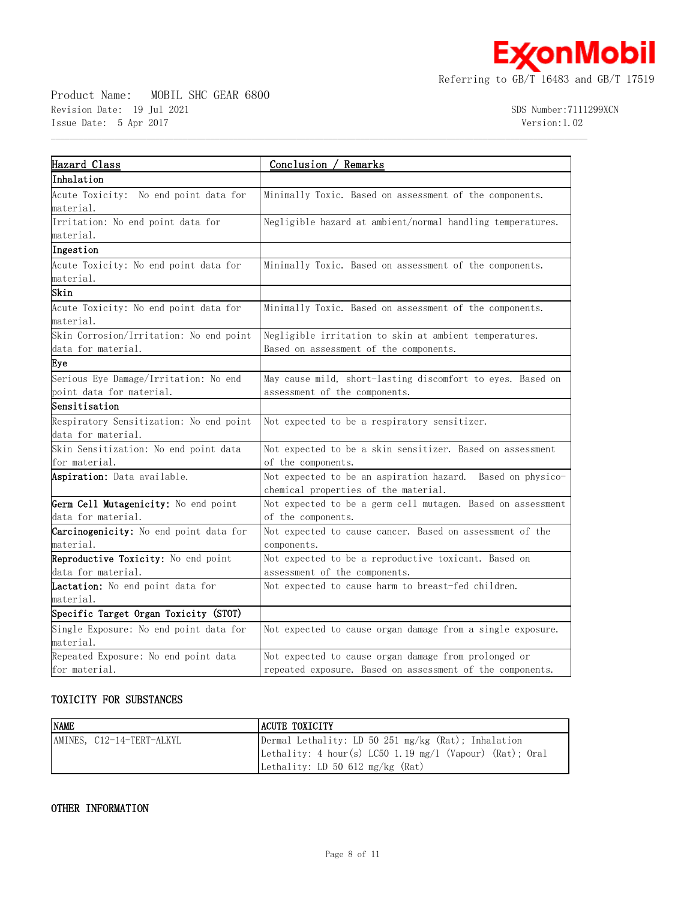| Hazard Class | Conclusion / Remarks |
| --- | --- |
| **Inhalation** | |
| Acute Toxicity: No end point data for material. | Minimally Toxic. Based on assessment of the components. |
| Irritation: No end point data for material. | Negligible hazard at ambient/normal handling temperatures. |
| **Ingestion** | |
| Acute Toxicity: No end point data for material. | Minimally Toxic. Based on assessment of the components. |
| **Skin** | |
| Acute Toxicity: No end point data for material. | Minimally Toxic. Based on assessment of the components. |
| Skin Corrosion/Irritation: No end point data for material. | Negligible irritation to skin at ambient temperatures. Based on assessment of the components. |
| **Eye** | |
| Serious Eye Damage/Irritation: No end point data for material. | May cause mild, short-lasting discomfort to eyes. Based on assessment of the components. |
| **Sensitisation** | |
| Respiratory Sensitization: No end point data for material. | Not expected to be a respiratory sensitizer. |
| Skin Sensitization: No end point data for material. | Not expected to be a skin sensitizer. Based on assessment of the components. |
| **Aspiration:** Data available. | Not expected to be an aspiration hazard. Based on physico-chemical properties of the material. |
| **Germ Cell Mutagenicity:** No end point data for material. | Not expected to be a germ cell mutagen. Based on assessment of the components. |
| **Carcinogenicity:** No end point data for material. | Not expected to cause cancer. Based on assessment of the components. |
| **Reproductive Toxicity:** No end point data for material. | Not expected to be a reproductive toxicant. Based on assessment of the components. |
| **Lactation:** No end point data for material. | Not expected to cause harm to breast-fed children. |
| **Specific Target Organ Toxicity (STOT)** | |
| Single Exposure: No end point data for material. | Not expected to cause organ damage from a single exposure. |
| Repeated Exposure: No end point data for material. | Not expected to cause organ damage from prolonged or repeated exposure. Based on assessment of the components. |

## TOXICITY FOR SUBSTANCES

| NAME | ACUTE TOXICITY |
| --- | --- |
| AMINES, C12-14-TERT-ALKYL | Dermal Lethality: LD 50 251 mg/kg (Rat); Inhalation Lethality: 4 hour(s) LC50 1.19 mg/l (Vapour) (Rat); Oral Lethality: LD 50 612 mg/kg (Rat) |

## OTHER INFORMATION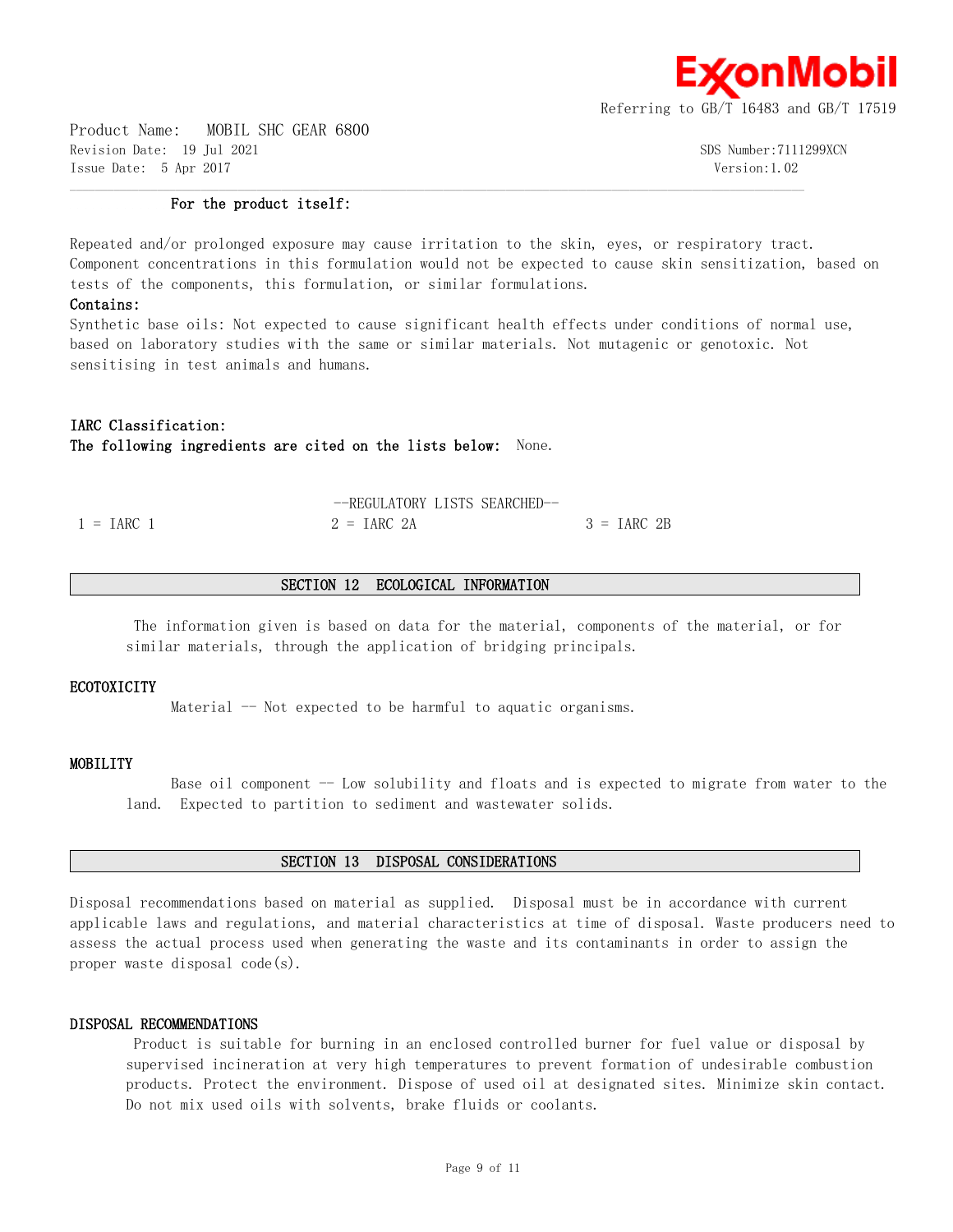**For the product itself:**

Repeated and/or prolonged exposure may cause irritation to the skin, eyes, or respiratory tract. Component concentrations in this formulation would not be expected to cause skin sensitization, based on tests of the components, this formulation, or similar formulations.

**Contains:**

Synthetic base oils: Not expected to cause significant health effects under conditions of normal use, based on laboratory studies with the same or similar materials. Not mutagenic or genotoxic. Not sensitising in test animals and humans.

**IARC Classification:**

**The following ingredients are cited on the lists below:** None.

--REGULATORY LISTS SEARCHED--

| 1 = IARC 1 | 2 = IARC 2A | 3 = IARC 2B |
|---|---|---|

## SECTION 12 ECOLOGICAL INFORMATION

The information given is based on data for the material, components of the material, or for similar materials, through the application of bridging principals.

### ECOTOXICITY

Material -- Not expected to be harmful to aquatic organisms.

### MOBILITY

Base oil component -- Low solubility and floats and is expected to migrate from water to the land. Expected to partition to sediment and wastewater solids.

## SECTION 13 DISPOSAL CONSIDERATIONS

Disposal recommendations based on material as supplied. Disposal must be in accordance with current applicable laws and regulations, and material characteristics at time of disposal. Waste producers need to assess the actual process used when generating the waste and its contaminants in order to assign the proper waste disposal code(s).

### DISPOSAL RECOMMENDATIONS

Product is suitable for burning in an enclosed controlled burner for fuel value or disposal by supervised incineration at very high temperatures to prevent formation of undesirable combustion products. Protect the environment. Dispose of used oil at designated sites. Minimize skin contact. Do not mix used oils with solvents, brake fluids or coolants.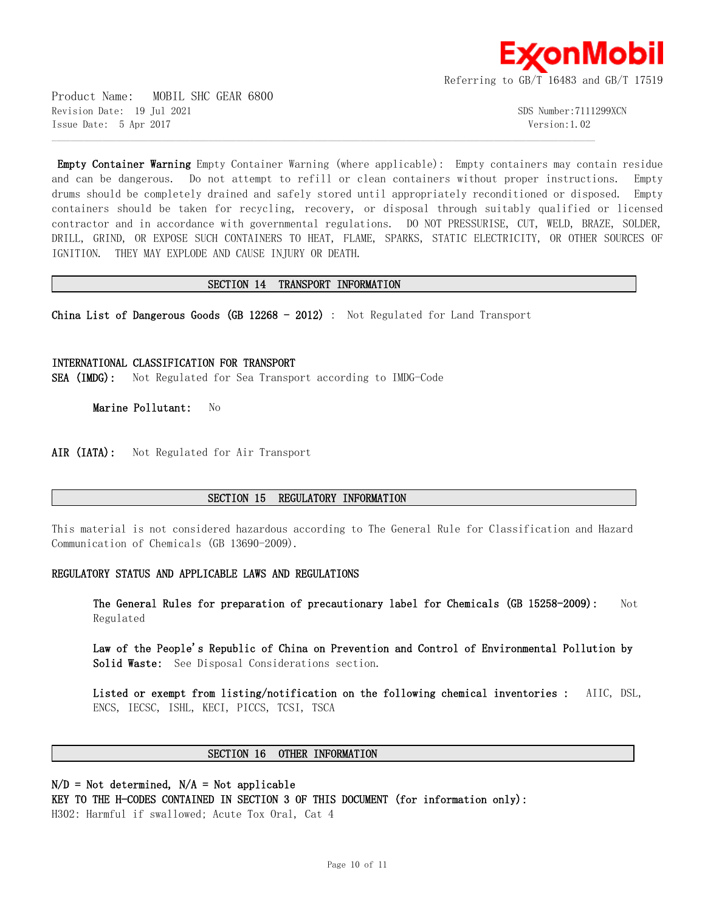**Empty Container Warning** Empty Container Warning (where applicable): Empty containers may contain residue and can be dangerous. Do not attempt to refill or clean containers without proper instructions. Empty drums should be completely drained and safely stored until appropriately reconditioned or disposed. Empty containers should be taken for recycling, recovery, or disposal through suitably qualified or licensed contractor and in accordance with governmental regulations. DO NOT PRESSURISE, CUT, WELD, BRAZE, SOLDER, DRILL, GRIND, OR EXPOSE SUCH CONTAINERS TO HEAT, FLAME, SPARKS, STATIC ELECTRICITY, OR OTHER SOURCES OF IGNITION. THEY MAY EXPLODE AND CAUSE INJURY OR DEATH.

## SECTION 14 TRANSPORT INFORMATION

**China List of Dangerous Goods (GB 12268 - 2012)** : Not Regulated for Land Transport

**INTERNATIONAL CLASSIFICATION FOR TRANSPORT**

**SEA (IMDG):** Not Regulated for Sea Transport according to IMDG-Code

**Marine Pollutant:** No

**AIR (IATA):** Not Regulated for Air Transport

## SECTION 15 REGULATORY INFORMATION

This material is not considered hazardous according to The General Rule for Classification and Hazard Communication of Chemicals (GB 13690-2009).

**REGULATORY STATUS AND APPLICABLE LAWS AND REGULATIONS**

**The General Rules for preparation of precautionary label for Chemicals (GB 15258-2009):** Not Regulated

**Law of the People's Republic of China on Prevention and Control of Environmental Pollution by Solid Waste:** See Disposal Considerations section.

**Listed or exempt from listing/notification on the following chemical inventories :** AIIC, DSL, ENCS, IECSC, ISHL, KECI, PICCS, TCSI, TSCA

## SECTION 16 OTHER INFORMATION

**N/D = Not determined, N/A = Not applicable**

**KEY TO THE H-CODES CONTAINED IN SECTION 3 OF THIS DOCUMENT (for information only):**

H302: Harmful if swallowed; Acute Tox Oral, Cat 4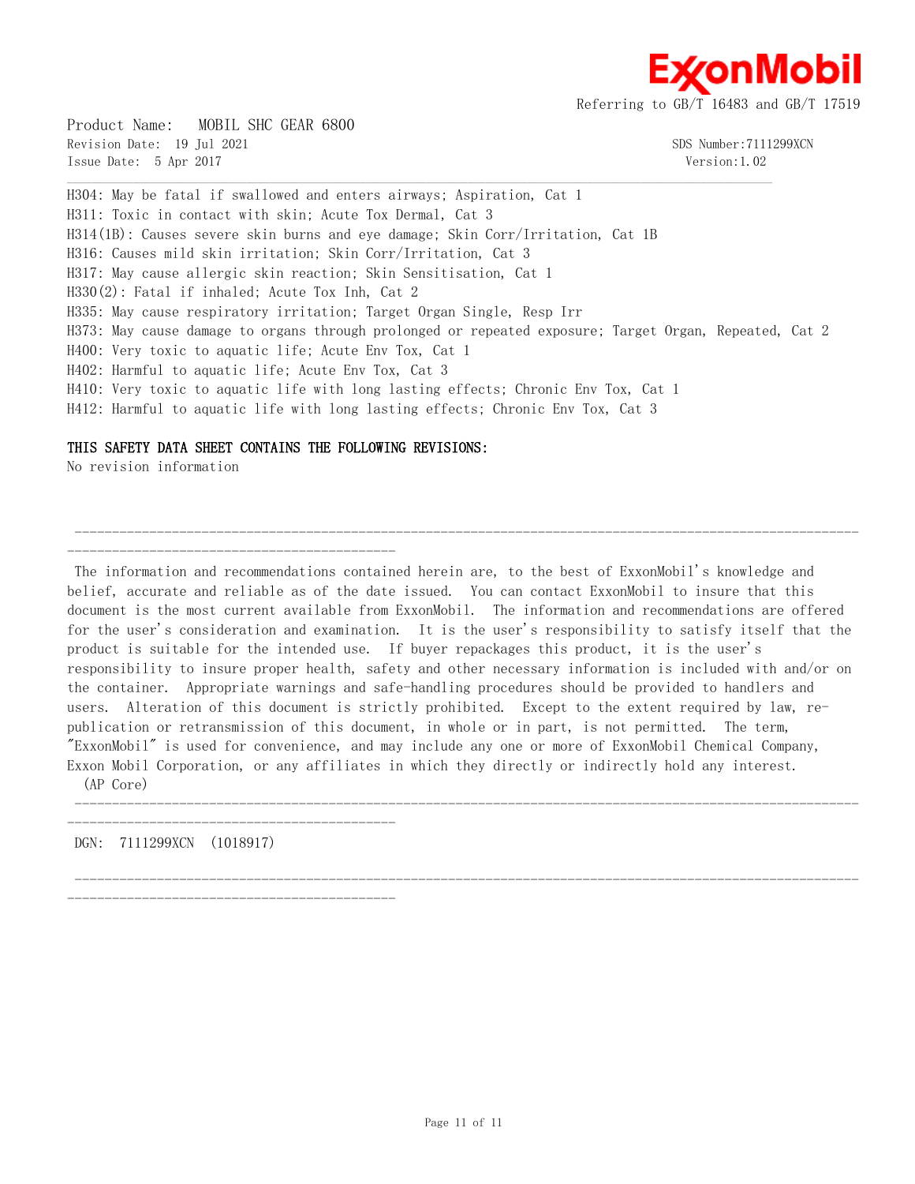H304: May be fatal if swallowed and enters airways; Aspiration, Cat 1
H311: Toxic in contact with skin; Acute Tox Dermal, Cat 3
H314(1B): Causes severe skin burns and eye damage; Skin Corr/Irritation, Cat 1B
H316: Causes mild skin irritation; Skin Corr/Irritation, Cat 3
H317: May cause allergic skin reaction; Skin Sensitisation, Cat 1
H330(2): Fatal if inhaled; Acute Tox Inh, Cat 2
H335: May cause respiratory irritation; Target Organ Single, Resp Irr
H373: May cause damage to organs through prolonged or repeated exposure; Target Organ, Repeated, Cat 2
H400: Very toxic to aquatic life; Acute Env Tox, Cat 1
H402: Harmful to aquatic life; Acute Env Tox, Cat 3
H410: Very toxic to aquatic life with long lasting effects; Chronic Env Tox, Cat 1
H412: Harmful to aquatic life with long lasting effects; Chronic Env Tox, Cat 3

**THIS SAFETY DATA SHEET CONTAINS THE FOLLOWING REVISIONS:**

No revision information

---

The information and recommendations contained herein are, to the best of ExxonMobil's knowledge and belief, accurate and reliable as of the date issued. You can contact ExxonMobil to insure that this document is the most current available from ExxonMobil. The information and recommendations are offered for the user's consideration and examination. It is the user's responsibility to satisfy itself that the product is suitable for the intended use. If buyer repackages this product, it is the user's responsibility to insure proper health, safety and other necessary information is included with and/or on the container. Appropriate warnings and safe-handling procedures should be provided to handlers and users. Alteration of this document is strictly prohibited. Except to the extent required by law, re-publication or retransmission of this document, in whole or in part, is not permitted. The term, "ExxonMobil" is used for convenience, and may include any one or more of ExxonMobil Chemical Company, Exxon Mobil Corporation, or any affiliates in which they directly or indirectly hold any interest.
(AP Core)

---

DGN: 7111299XCN (1018917)

---